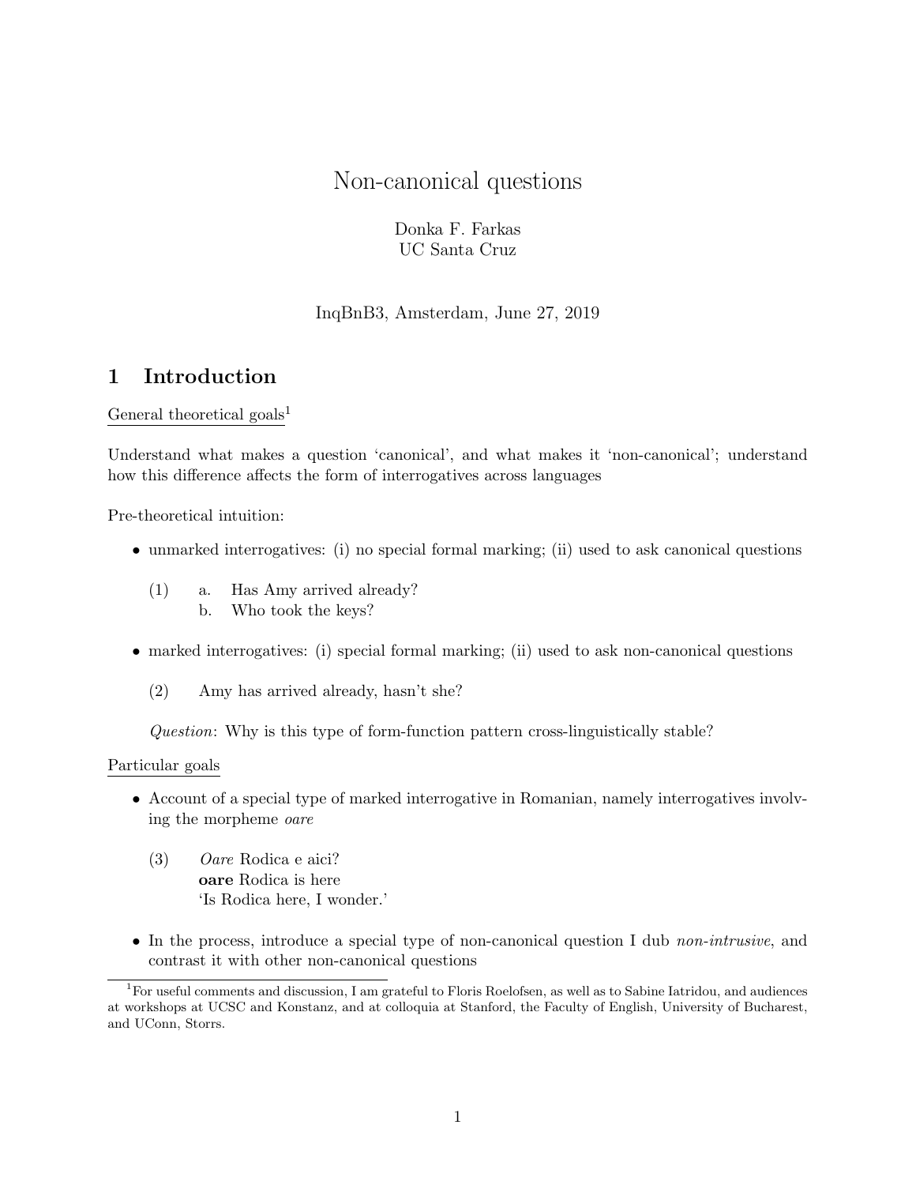# Non-canonical questions

Donka F. Farkas
UC Santa Cruz

InqBnB3, Amsterdam, June 27, 2019

## 1 Introduction

General theoretical goals[1]

Understand what makes a question 'canonical', and what makes it 'non-canonical'; understand how this difference affects the form of interrogatives across languages

Pre-theoretical intuition:

- unmarked interrogatives: (i) no special formal marking; (ii) used to ask canonical questions

  (1) a. Has Amy arrived already?
      b. Who took the keys?

- marked interrogatives: (i) special formal marking; (ii) used to ask non-canonical questions

  (2) Amy has arrived already, hasn't she?

  *Question*: Why is this type of form-function pattern cross-linguistically stable?

Particular goals

- Account of a special type of marked interrogative in Romanian, namely interrogatives involving the morpheme *oare*

  (3) *Oare* Rodica e aici?
      **oare** Rodica is here
      'Is Rodica here, I wonder.'

- In the process, introduce a special type of non-canonical question I dub *non-intrusive*, and contrast it with other non-canonical questions

[1] For useful comments and discussion, I am grateful to Floris Roelofsen, as well as to Sabine Iatridou, and audiences at workshops at UCSC and Konstanz, and at colloquia at Stanford, the Faculty of English, University of Bucharest, and UConn, Storrs.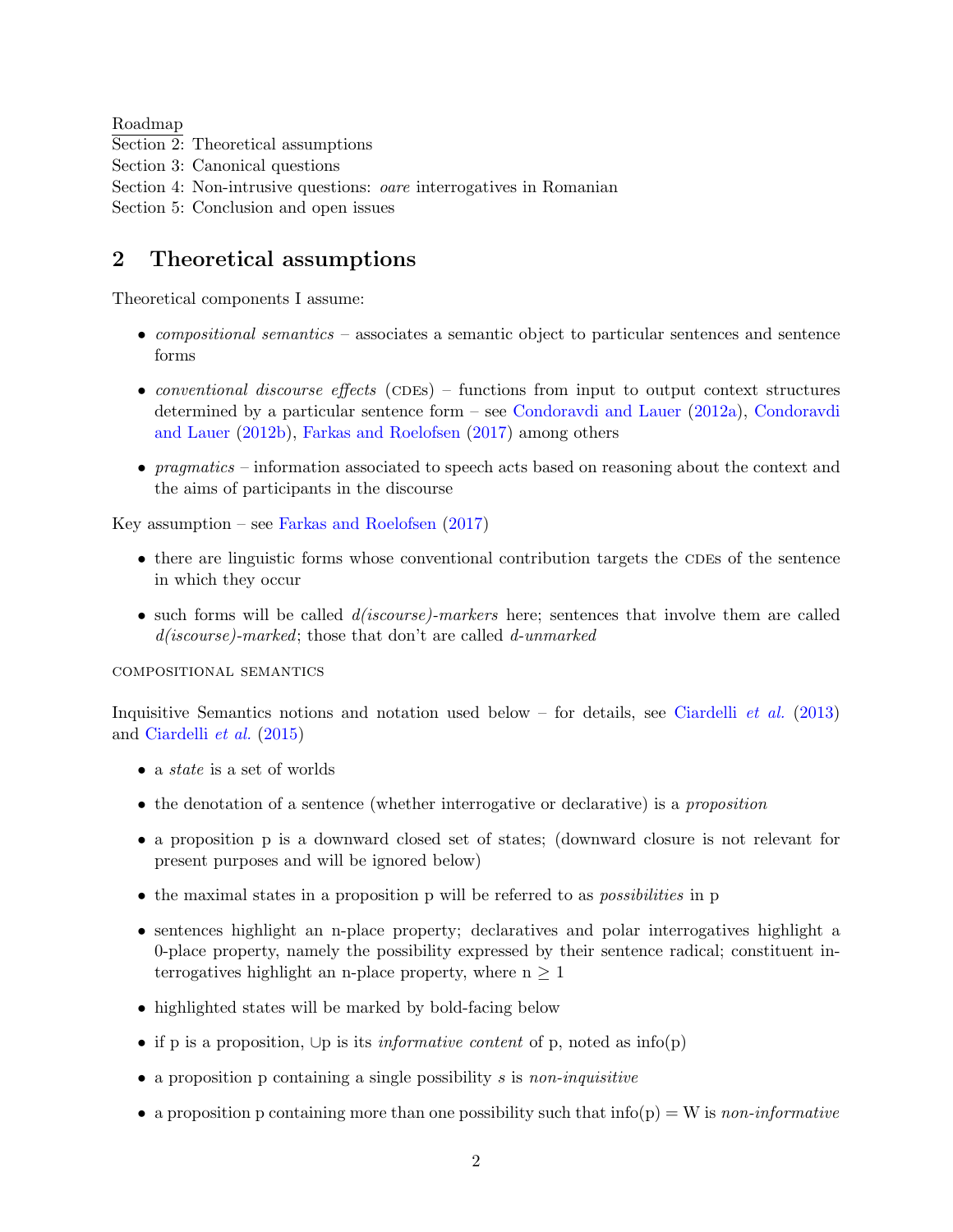Roadmap
Section 2: Theoretical assumptions
Section 3: Canonical questions
Section 4: Non-intrusive questions: *oare* interrogatives in Romanian
Section 5: Conclusion and open issues

## 2 Theoretical assumptions

Theoretical components I assume:

- *compositional semantics* – associates a semantic object to particular sentences and sentence forms
- *conventional discourse effects* (CDEs) – functions from input to output context structures determined by a particular sentence form – see Condoravdi and Lauer (2012a), Condoravdi and Lauer (2012b), Farkas and Roelofsen (2017) among others
- *pragmatics* – information associated to speech acts based on reasoning about the context and the aims of participants in the discourse

Key assumption – see Farkas and Roelofsen (2017)

- there are linguistic forms whose conventional contribution targets the CDEs of the sentence in which they occur
- such forms will be called *d(iscourse)-markers* here; sentences that involve them are called *d(iscourse)-marked*; those that don't are called *d-unmarked*

COMPOSITIONAL SEMANTICS

Inquisitive Semantics notions and notation used below – for details, see Ciardelli *et al.* (2013) and Ciardelli *et al.* (2015)

- a *state* is a set of worlds
- the denotation of a sentence (whether interrogative or declarative) is a *proposition*
- a proposition p is a downward closed set of states; (downward closure is not relevant for present purposes and will be ignored below)
- the maximal states in a proposition p will be referred to as *possibilities* in p
- sentences highlight an n-place property; declaratives and polar interrogatives highlight a 0-place property, namely the possibility expressed by their sentence radical; constituent interrogatives highlight an n-place property, where $n \geq 1$
- highlighted states will be marked by bold-facing below
- if p is a proposition, $\cup$p is its *informative content* of p, noted as info(p)
- a proposition p containing a single possibility *s* is *non-inquisitive*
- a proposition p containing more than one possibility such that info(p) = W is *non-informative*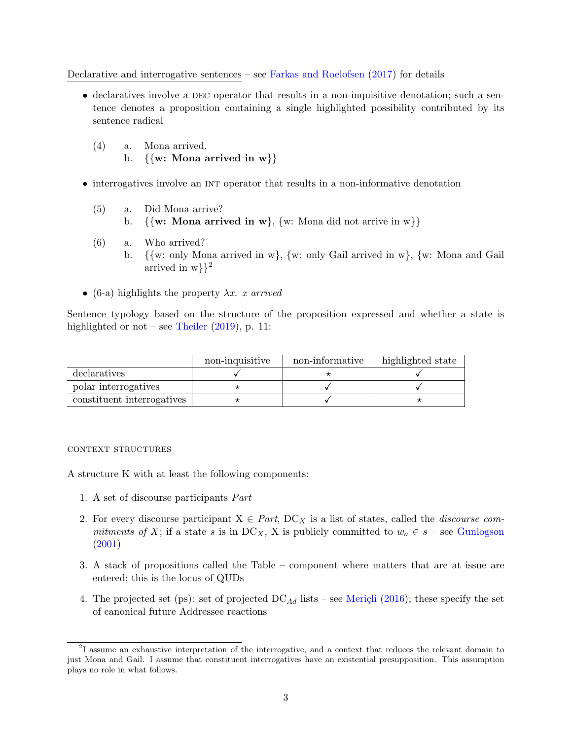Declarative and interrogative sentences – see Farkas and Roelofsen (2017) for details

- declaratives involve a DEC operator that results in a non-inquisitive denotation; such a sentence denotes a proposition containing a single highlighted possibility contributed by its sentence radical

(4) a. Mona arrived.
  b. {**{w: Mona arrived in w}**}

- interrogatives involve an INT operator that results in a non-informative denotation

(5) a. Did Mona arrive?
  b. {**{w: Mona arrived in w}**, {w: Mona did not arrive in w}}

(6) a. Who arrived?
  b. {{w: only Mona arrived in w}, {w: only Gail arrived in w}, {w: Mona and Gail arrived in w}}[2]

- (6-a) highlights the property $\lambda x.\ x\ arrived$

Sentence typology based on the structure of the proposition expressed and whether a state is highlighted or not – see Theiler (2019), p. 11:

| | non-inquisitive | non-informative | highlighted state |
|---|---|---|---|
| declaratives | ✓ | ⋆ | ✓ |
| polar interrogatives | ⋆ | ✓ | ✓ |
| constituent interrogatives | ⋆ | ✓ | ⋆ |

CONTEXT STRUCTURES

A structure K with at least the following components:

1. A set of discourse participants *Part*
2. For every discourse participant X ∈ *Part*, $DC_X$ is a list of states, called the *discourse commitments of X*; if a state $s$ is in $DC_X$, X is publicly committed to $w_a \in s$ – see Gunlogson (2001)
3. A stack of propositions called the Table – component where matters that are at issue are entered; this is the locus of QUDs
4. The projected set (ps): set of projected $DC_{Ad}$ lists – see Meriçli (2016); these specify the set of canonical future Addressee reactions

[2] I assume an exhaustive interpretation of the interrogative, and a context that reduces the relevant domain to just Mona and Gail. I assume that constituent interrogatives have an existential presupposition. This assumption plays no role in what follows.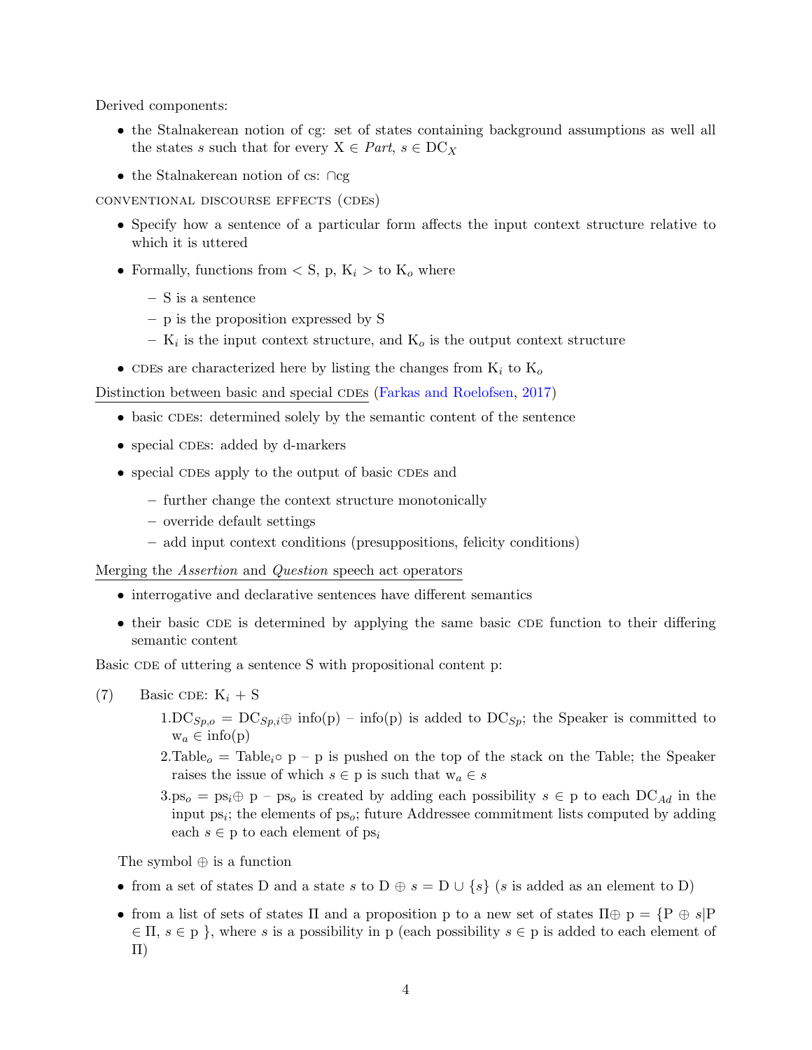Derived components:

- the Stalnakerean notion of cg: set of states containing background assumptions as well all the states $s$ such that for every X $\in$ *Part*, $s \in \text{DC}_X$
- the Stalnakerean notion of cs: $\cap$cg

CONVENTIONAL DISCOURSE EFFECTS (CDEs)

- Specify how a sentence of a particular form affects the input context structure relative to which it is uttered
- Formally, functions from $<$ S, p, $K_i$ $>$ to $K_o$ where
  - S is a sentence
  - p is the proposition expressed by S
  - $K_i$ is the input context structure, and $K_o$ is the output context structure
- CDEs are characterized here by listing the changes from $K_i$ to $K_o$

Distinction between basic and special CDEs (Farkas and Roelofsen, 2017)

- basic CDEs: determined solely by the semantic content of the sentence
- special CDEs: added by d-markers
- special CDEs apply to the output of basic CDEs and
  - further change the context structure monotonically
  - override default settings
  - add input context conditions (presuppositions, felicity conditions)

Merging the *Assertion* and *Question* speech act operators

- interrogative and declarative sentences have different semantics
- their basic CDE is determined by applying the same basic CDE function to their differing semantic content

Basic CDE of uttering a sentence S with propositional content p:

(7) Basic CDE: $K_i$ + S

1. $\text{DC}_{Sp,o} = \text{DC}_{Sp,i} \oplus \text{info(p)}$ – info(p) is added to $\text{DC}_{Sp}$; the Speaker is committed to $w_a \in \text{info(p)}$
2. $\text{Table}_o = \text{Table}_i \circ \text{p}$ – p is pushed on the top of the stack on the Table; the Speaker raises the issue of which $s \in \text{p}$ is such that $w_a \in s$
3. $\text{ps}_o = \text{ps}_i \oplus \text{p}$ – $\text{ps}_o$ is created by adding each possibility $s \in \text{p}$ to each $\text{DC}_{Ad}$ in the input $\text{ps}_i$; the elements of $\text{ps}_o$; future Addressee commitment lists computed by adding each $s \in \text{p}$ to each element of $\text{ps}_i$

The symbol $\oplus$ is a function

- from a set of states D and a state $s$ to $\text{D} \oplus s = \text{D} \cup \{s\}$ ($s$ is added as an element to D)
- from a list of sets of states $\Pi$ and a proposition p to a new set of states $\Pi \oplus \text{p} = \{\text{P} \oplus s | \text{P} \in \Pi, s \in \text{p}\}$, where $s$ is a possibility in p (each possibility $s \in \text{p}$ is added to each element of $\Pi$)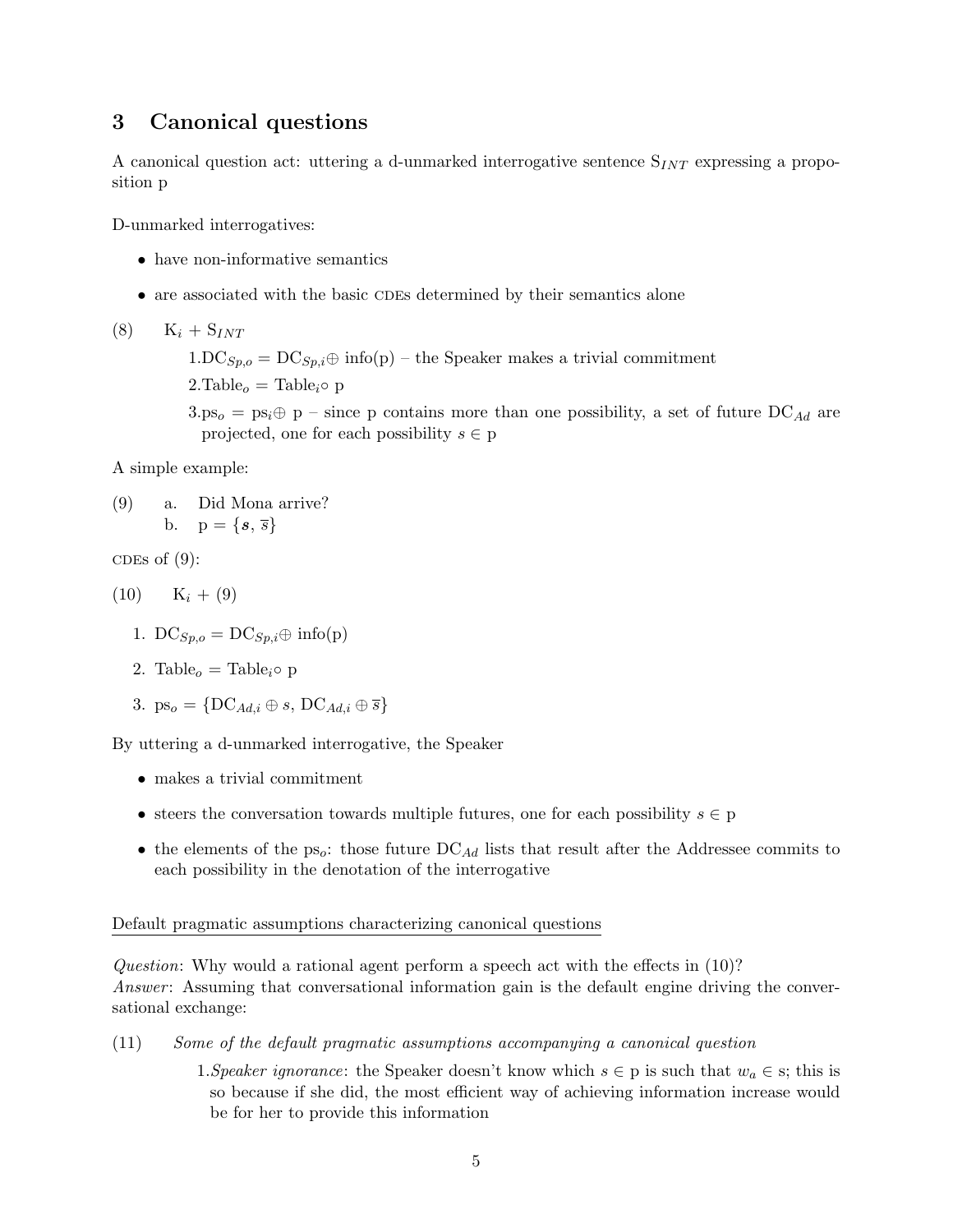## 3 Canonical questions

A canonical question act: uttering a d-unmarked interrogative sentence $S_{INT}$ expressing a proposition p

D-unmarked interrogatives:

- have non-informative semantics
- are associated with the basic CDEs determined by their semantics alone

(8) $K_i + S_{INT}$

1. $DC_{Sp,o} = DC_{Sp,i} \oplus$ info(p) – the Speaker makes a trivial commitment
2. $Table_o = Table_i \circ p$
3. $ps_o = ps_i \oplus p$ – since p contains more than one possibility, a set of future $DC_{Ad}$ are projected, one for each possibility $s \in p$

A simple example:

(9) a. Did Mona arrive?
  b. $p = \{\boldsymbol{s}, \overline{s}\}$

CDEs of (9):

(10) $K_i$ + (9)

1. $DC_{Sp,o} = DC_{Sp,i} \oplus$ info(p)
2. $Table_o = Table_i \circ p$
3. $ps_o = \{DC_{Ad,i} \oplus s, DC_{Ad,i} \oplus \overline{s}\}$

By uttering a d-unmarked interrogative, the Speaker

- makes a trivial commitment
- steers the conversation towards multiple futures, one for each possibility $s \in p$
- the elements of the $ps_o$: those future $DC_{Ad}$ lists that result after the Addressee commits to each possibility in the denotation of the interrogative

Default pragmatic assumptions characterizing canonical questions

*Question*: Why would a rational agent perform a speech act with the effects in (10)?
*Answer*: Assuming that conversational information gain is the default engine driving the conversational exchange:

(11) *Some of the default pragmatic assumptions accompanying a canonical question*

1. *Speaker ignorance*: the Speaker doesn't know which $s \in p$ is such that $w_a \in s$; this is so because if she did, the most efficient way of achieving information increase would be for her to provide this information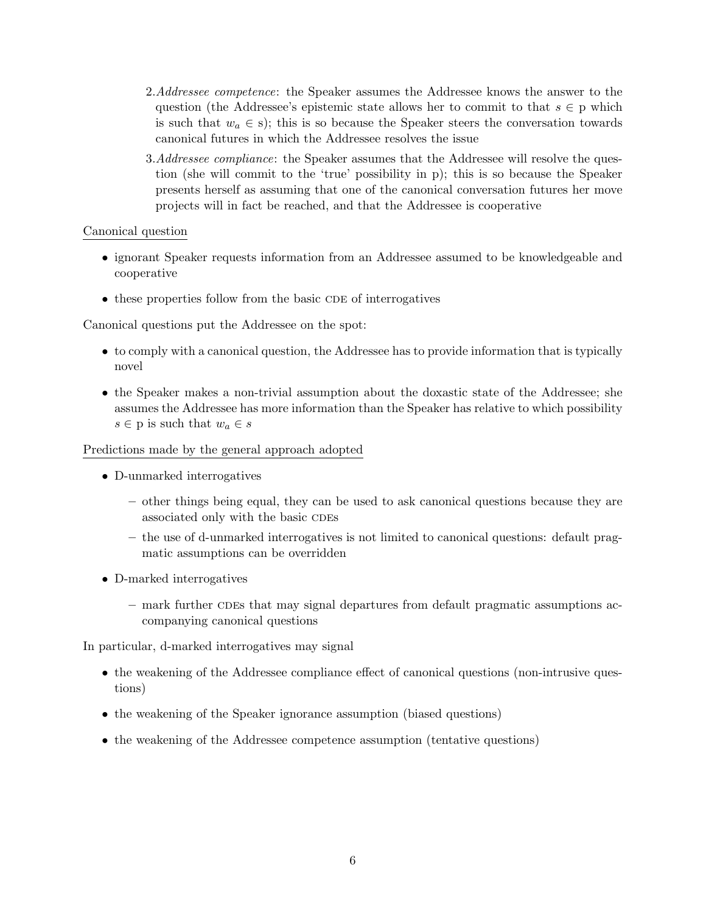2. *Addressee competence*: the Speaker assumes the Addressee knows the answer to the question (the Addressee's epistemic state allows her to commit to that $s \in$ p which is such that $w_a \in$ s); this is so because the Speaker steers the conversation towards canonical futures in which the Addressee resolves the issue

3. *Addressee compliance*: the Speaker assumes that the Addressee will resolve the question (she will commit to the 'true' possibility in p); this is so because the Speaker presents herself as assuming that one of the canonical conversation futures her move projects will in fact be reached, and that the Addressee is cooperative

Canonical question

- ignorant Speaker requests information from an Addressee assumed to be knowledgeable and cooperative
- these properties follow from the basic CDE of interrogatives

Canonical questions put the Addressee on the spot:

- to comply with a canonical question, the Addressee has to provide information that is typically novel
- the Speaker makes a non-trivial assumption about the doxastic state of the Addressee; she assumes the Addressee has more information than the Speaker has relative to which possibility $s \in$ p is such that $w_a \in s$

Predictions made by the general approach adopted

- D-unmarked interrogatives
  - other things being equal, they can be used to ask canonical questions because they are associated only with the basic CDEs
  - the use of d-unmarked interrogatives is not limited to canonical questions: default pragmatic assumptions can be overridden
- D-marked interrogatives
  - mark further CDEs that may signal departures from default pragmatic assumptions accompanying canonical questions

In particular, d-marked interrogatives may signal

- the weakening of the Addressee compliance effect of canonical questions (non-intrusive questions)
- the weakening of the Speaker ignorance assumption (biased questions)
- the weakening of the Addressee competence assumption (tentative questions)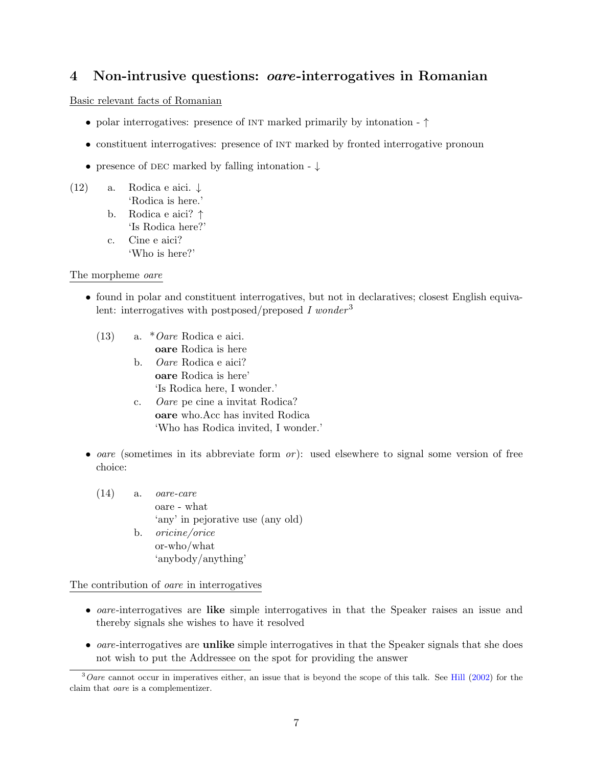## 4 Non-intrusive questions: *oare*-interrogatives in Romanian

Basic relevant facts of Romanian

- polar interrogatives: presence of INT marked primarily by intonation - ↑
- constituent interrogatives: presence of INT marked by fronted interrogative pronoun
- presence of DEC marked by falling intonation - ↓

(12)
 a. Rodica e aici. ↓
  'Rodica is here.'
 b. Rodica e aici? ↑
  'Is Rodica here?'
 c. Cine e aici?
  'Who is here?'

The morpheme *oare*

- found in polar and constituent interrogatives, but not in declaratives; closest English equivalent: interrogatives with postposed/preposed *I wonder*[3]

  (13)
  a. \**Oare* Rodica e aici.
   **oare** Rodica is here
  b. *Oare* Rodica e aici?
   **oare** Rodica is here'
   'Is Rodica here, I wonder.'
  c. *Oare* pe cine a invitat Rodica?
   **oare** who.Acc has invited Rodica
   'Who has Rodica invited, I wonder.'

- *oare* (sometimes in its abbreviate form *or*): used elsewhere to signal some version of free choice:

  (14)
  a. *oare-care*
   oare - what
   'any' in pejorative use (any old)
  b. *oricine/orice*
   or-who/what
   'anybody/anything'

The contribution of *oare* in interrogatives

- *oare*-interrogatives are **like** simple interrogatives in that the Speaker raises an issue and thereby signals she wishes to have it resolved
- *oare*-interrogatives are **unlike** simple interrogatives in that the Speaker signals that she does not wish to put the Addressee on the spot for providing the answer

[3] *Oare* cannot occur in imperatives either, an issue that is beyond the scope of this talk. See Hill (2002) for the claim that *oare* is a complementizer.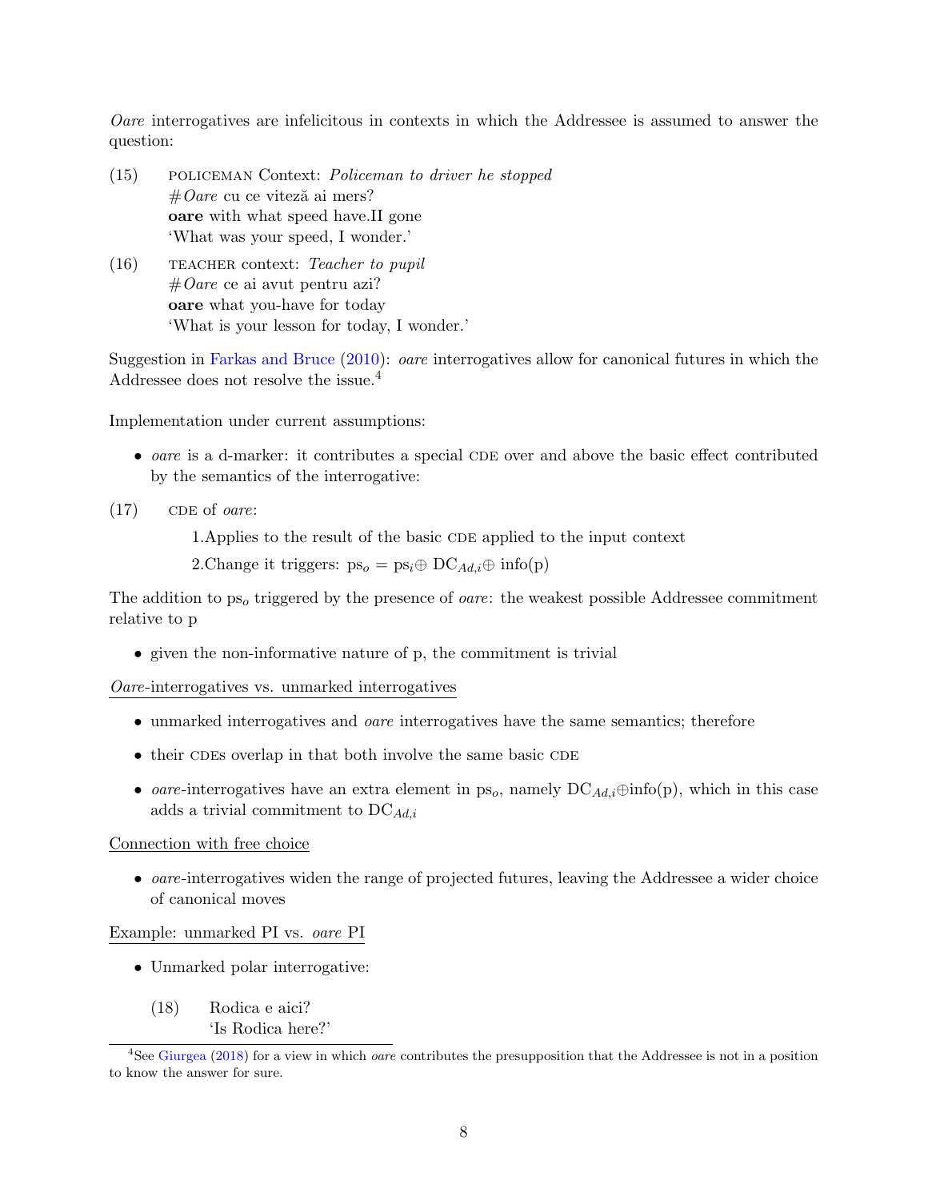*Oare* interrogatives are infelicitous in contexts in which the Addressee is assumed to answer the question:

(15) POLICEMAN Context: *Policeman to driver he stopped*
#*Oare* cu ce viteză ai mers?
**oare** with what speed have.II gone
'What was your speed, I wonder.'

(16) TEACHER context: *Teacher to pupil*
#*Oare* ce ai avut pentru azi?
**oare** what you-have for today
'What is your lesson for today, I wonder.'

Suggestion in Farkas and Bruce (2010): *oare* interrogatives allow for canonical futures in which the Addressee does not resolve the issue.[4]

Implementation under current assumptions:

- *oare* is a d-marker: it contributes a special CDE over and above the basic effect contributed by the semantics of the interrogative:

(17) CDE of *oare*:

1.Applies to the result of the basic CDE applied to the input context

2.Change it triggers: $\text{ps}_o = \text{ps}_i \oplus \text{DC}_{Ad,i} \oplus \text{info(p)}$

The addition to $\text{ps}_o$ triggered by the presence of *oare*: the weakest possible Addressee commitment relative to p

- given the non-informative nature of p, the commitment is trivial

*Oare*-interrogatives vs. unmarked interrogatives

- unmarked interrogatives and *oare* interrogatives have the same semantics; therefore
- their CDEs overlap in that both involve the same basic CDE
- *oare*-interrogatives have an extra element in $\text{ps}_o$, namely $\text{DC}_{Ad,i} \oplus \text{info(p)}$, which in this case adds a trivial commitment to $\text{DC}_{Ad,i}$

Connection with free choice

- *oare*-interrogatives widen the range of projected futures, leaving the Addressee a wider choice of canonical moves

Example: unmarked PI vs. *oare* PI

- Unmarked polar interrogative:

(18) Rodica e aici?
'Is Rodica here?'

[4] See Giurgea (2018) for a view in which *oare* contributes the presupposition that the Addressee is not in a position to know the answer for sure.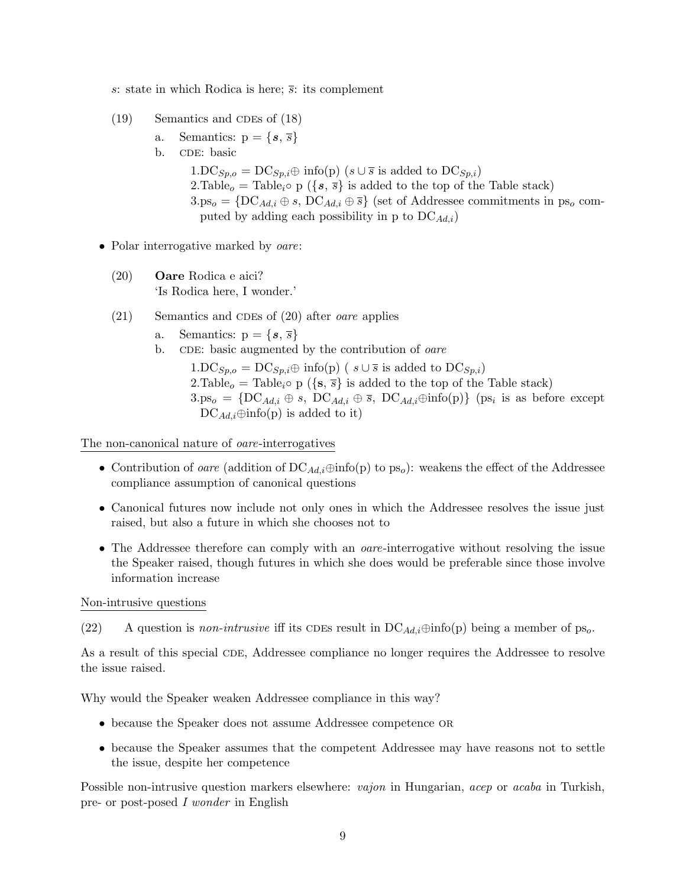$s$: state in which Rodica is here; $\overline{s}$: its complement

(19) Semantics and CDEs of (18)

a. Semantics: $p = \{\boldsymbol{s}, \overline{s}\}$

b. CDE: basic

1.$DC_{Sp,o} = DC_{Sp,i} \oplus$ info(p) ($s \cup \overline{s}$ is added to $DC_{Sp,i}$)

2.$Table_o = Table_i \circ$ p ($\{\boldsymbol{s}, \overline{s}\}$ is added to the top of the Table stack)

3.$ps_o = \{DC_{Ad,i} \oplus s, DC_{Ad,i} \oplus \overline{s}\}$ (set of Addressee commitments in $ps_o$ computed by adding each possibility in p to $DC_{Ad,i}$)

- Polar interrogative marked by *oare*:

(20) **Oare** Rodica e aici?
'Is Rodica here, I wonder.'

(21) Semantics and CDEs of (20) after *oare* applies

a. Semantics: $p = \{\boldsymbol{s}, \overline{s}\}$

b. CDE: basic augmented by the contribution of *oare*

1.$DC_{Sp,o} = DC_{Sp,i} \oplus$ info(p) ( $s \cup \overline{s}$ is added to $DC_{Sp,i}$)

2.$Table_o = Table_i \circ$ p ($\{\mathbf{s}, \overline{s}\}$ is added to the top of the Table stack)

3.$ps_o = \{DC_{Ad,i} \oplus s, DC_{Ad,i} \oplus \overline{s}, DC_{Ad,i} \oplus \text{info(p)}\}$ ($ps_i$ is as before except $DC_{Ad,i} \oplus$info(p) is added to it)

The non-canonical nature of *oare*-interrogatives

- Contribution of *oare* (addition of $DC_{Ad,i} \oplus$info(p) to $ps_o$): weakens the effect of the Addressee compliance assumption of canonical questions
- Canonical futures now include not only ones in which the Addressee resolves the issue just raised, but also a future in which she chooses not to
- The Addressee therefore can comply with an *oare*-interrogative without resolving the issue the Speaker raised, though futures in which she does would be preferable since those involve information increase

Non-intrusive questions

(22) A question is *non-intrusive* iff its CDEs result in $DC_{Ad,i} \oplus$info(p) being a member of $ps_o$.

As a result of this special CDE, Addressee compliance no longer requires the Addressee to resolve the issue raised.

Why would the Speaker weaken Addressee compliance in this way?

- because the Speaker does not assume Addressee competence OR
- because the Speaker assumes that the competent Addressee may have reasons not to settle the issue, despite her competence

Possible non-intrusive question markers elsewhere: *vajon* in Hungarian, *acep* or *acaba* in Turkish, pre- or post-posed *I wonder* in English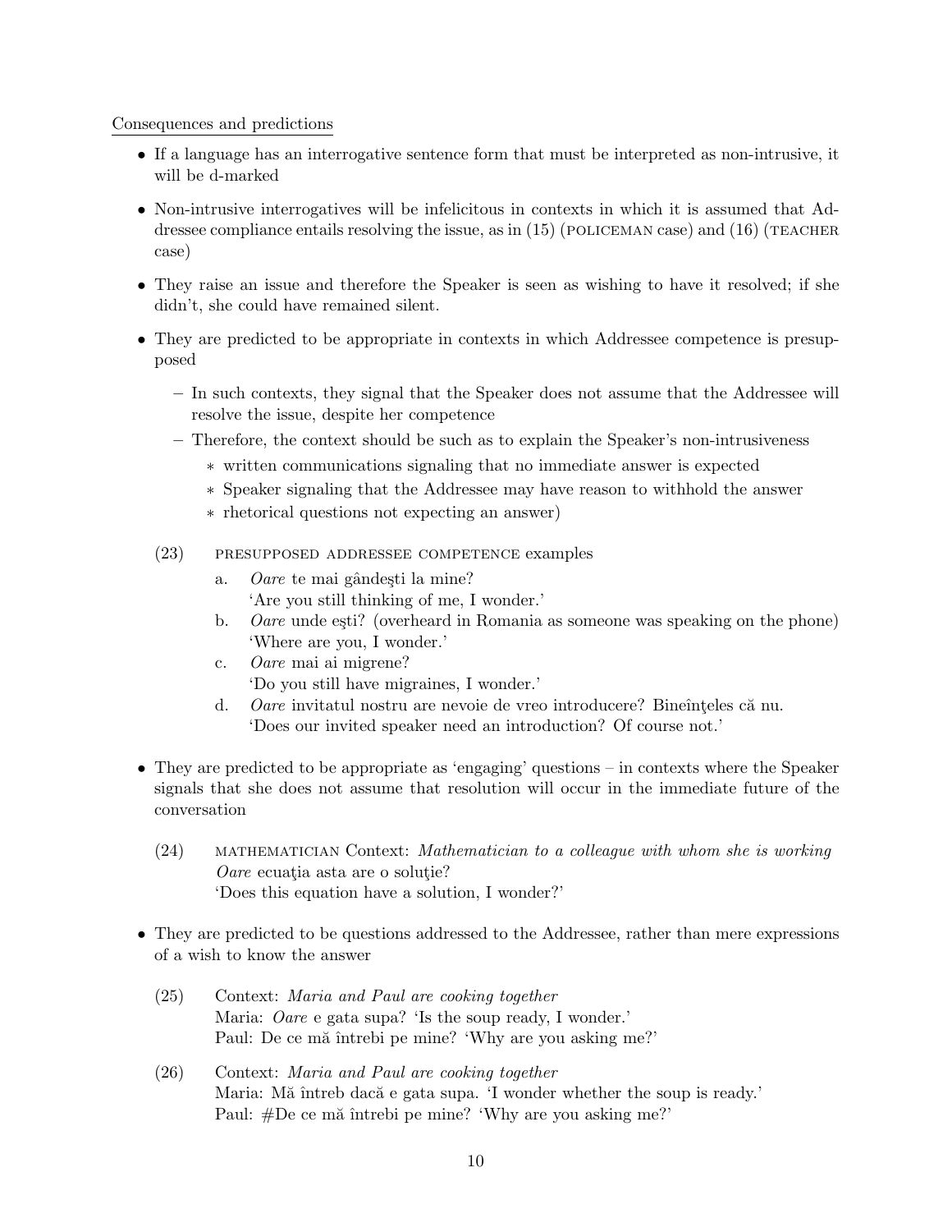<u>Consequences and predictions</u>

- If a language has an interrogative sentence form that must be interpreted as non-intrusive, it will be d-marked
- Non-intrusive interrogatives will be infelicitous in contexts in which it is assumed that Addressee compliance entails resolving the issue, as in (15) (POLICEMAN case) and (16) (TEACHER case)
- They raise an issue and therefore the Speaker is seen as wishing to have it resolved; if she didn't, she could have remained silent.
- They are predicted to be appropriate in contexts in which Addressee competence is presupposed
  - In such contexts, they signal that the Speaker does not assume that the Addressee will resolve the issue, despite her competence
  - Therefore, the context should be such as to explain the Speaker's non-intrusiveness
    - written communications signaling that no immediate answer is expected
    - Speaker signaling that the Addressee may have reason to withhold the answer
    - rhetorical questions not expecting an answer)

(23) PRESUPPOSED ADDRESSEE COMPETENCE examples

a. *Oare* te mai gândeşti la mine?
'Are you still thinking of me, I wonder.'

b. *Oare* unde eşti? (overheard in Romania as someone was speaking on the phone)
'Where are you, I wonder.'

c. *Oare* mai ai migrene?
'Do you still have migraines, I wonder.'

d. *Oare* invitatul nostru are nevoie de vreo introducere? Bineînţeles că nu.
'Does our invited speaker need an introduction? Of course not.'

- They are predicted to be appropriate as 'engaging' questions – in contexts where the Speaker signals that she does not assume that resolution will occur in the immediate future of the conversation

(24) MATHEMATICIAN Context: *Mathematician to a colleague with whom she is working*
*Oare* ecuaţia asta are o soluţie?
'Does this equation have a solution, I wonder?'

- They are predicted to be questions addressed to the Addressee, rather than mere expressions of a wish to know the answer

(25) Context: *Maria and Paul are cooking together*
Maria: *Oare* e gata supa? 'Is the soup ready, I wonder.'
Paul: De ce mă întrebi pe mine? 'Why are you asking me?'

(26) Context: *Maria and Paul are cooking together*
Maria: Mă întreb dacă e gata supa. 'I wonder whether the soup is ready.'
Paul: #De ce mă întrebi pe mine? 'Why are you asking me?'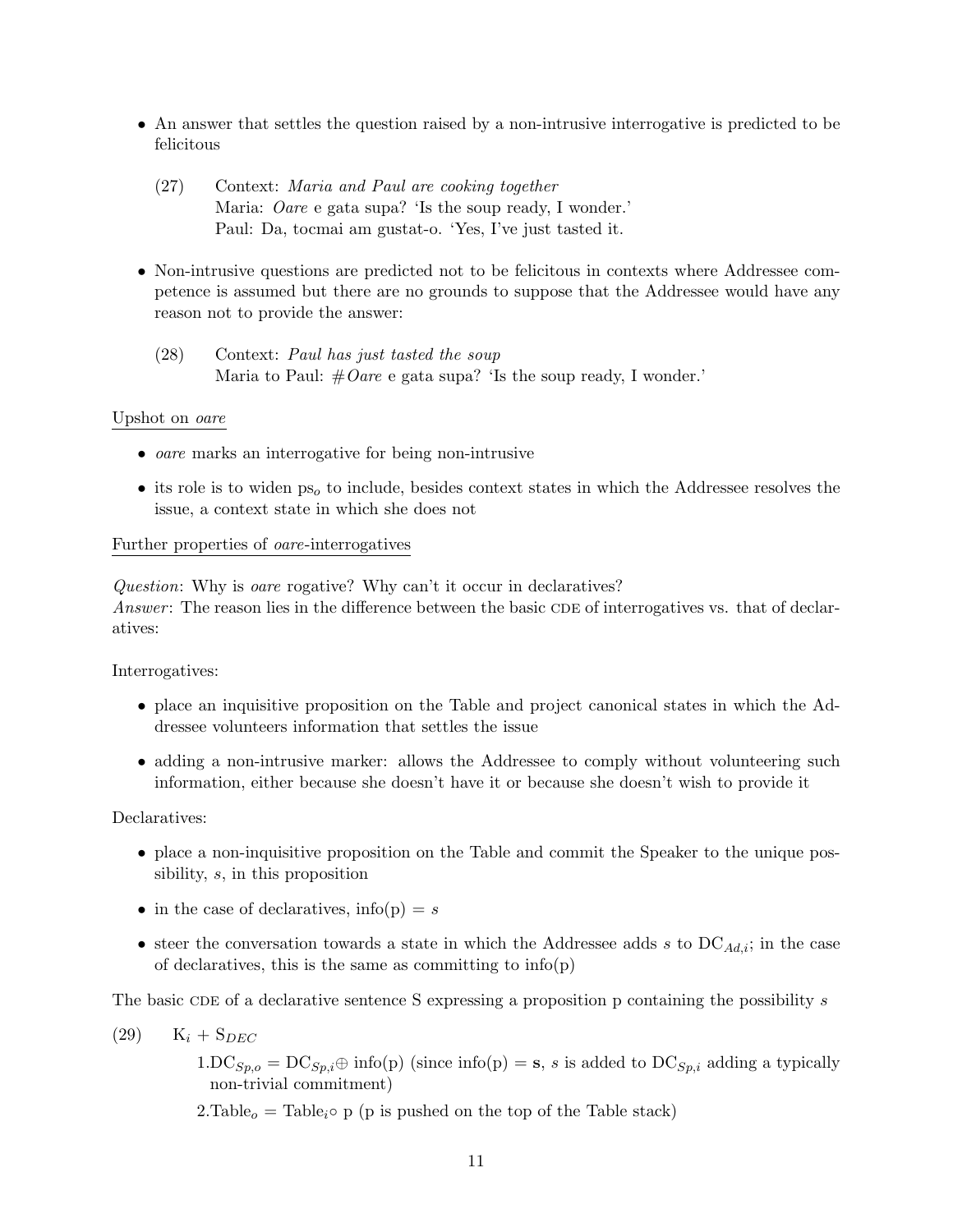- An answer that settles the question raised by a non-intrusive interrogative is predicted to be felicitous

  (27) Context: *Maria and Paul are cooking together*
  Maria: *Oare* e gata supa? 'Is the soup ready, I wonder.'
  Paul: Da, tocmai am gustat-o. 'Yes, I've just tasted it.

- Non-intrusive questions are predicted not to be felicitous in contexts where Addressee competence is assumed but there are no grounds to suppose that the Addressee would have any reason not to provide the answer:

  (28) Context: *Paul has just tasted the soup*
  Maria to Paul: #*Oare* e gata supa? 'Is the soup ready, I wonder.'

<u>Upshot on *oare*</u>

- *oare* marks an interrogative for being non-intrusive
- its role is to widen $\text{ps}_o$ to include, besides context states in which the Addressee resolves the issue, a context state in which she does not

<u>Further properties of *oare*-interrogatives</u>

*Question*: Why is *oare* rogative? Why can't it occur in declaratives?
*Answer*: The reason lies in the difference between the basic CDE of interrogatives vs. that of declaratives:

Interrogatives:

- place an inquisitive proposition on the Table and project canonical states in which the Addressee volunteers information that settles the issue
- adding a non-intrusive marker: allows the Addressee to comply without volunteering such information, either because she doesn't have it or because she doesn't wish to provide it

Declaratives:

- place a non-inquisitive proposition on the Table and commit the Speaker to the unique possibility, *s*, in this proposition
- in the case of declaratives, info(p) = *s*
- steer the conversation towards a state in which the Addressee adds *s* to $\text{DC}_{Ad,i}$; in the case of declaratives, this is the same as committing to info(p)

The basic CDE of a declarative sentence S expressing a proposition p containing the possibility *s*

(29) $\text{K}_i + \text{S}_{DEC}$

1. $\text{DC}_{Sp,o} = \text{DC}_{Sp,i} \oplus$ info(p) (since info(p) = **s**, *s* is added to $\text{DC}_{Sp,i}$ adding a typically non-trivial commitment)
2. $\text{Table}_o = \text{Table}_i \circ$ p (p is pushed on the top of the Table stack)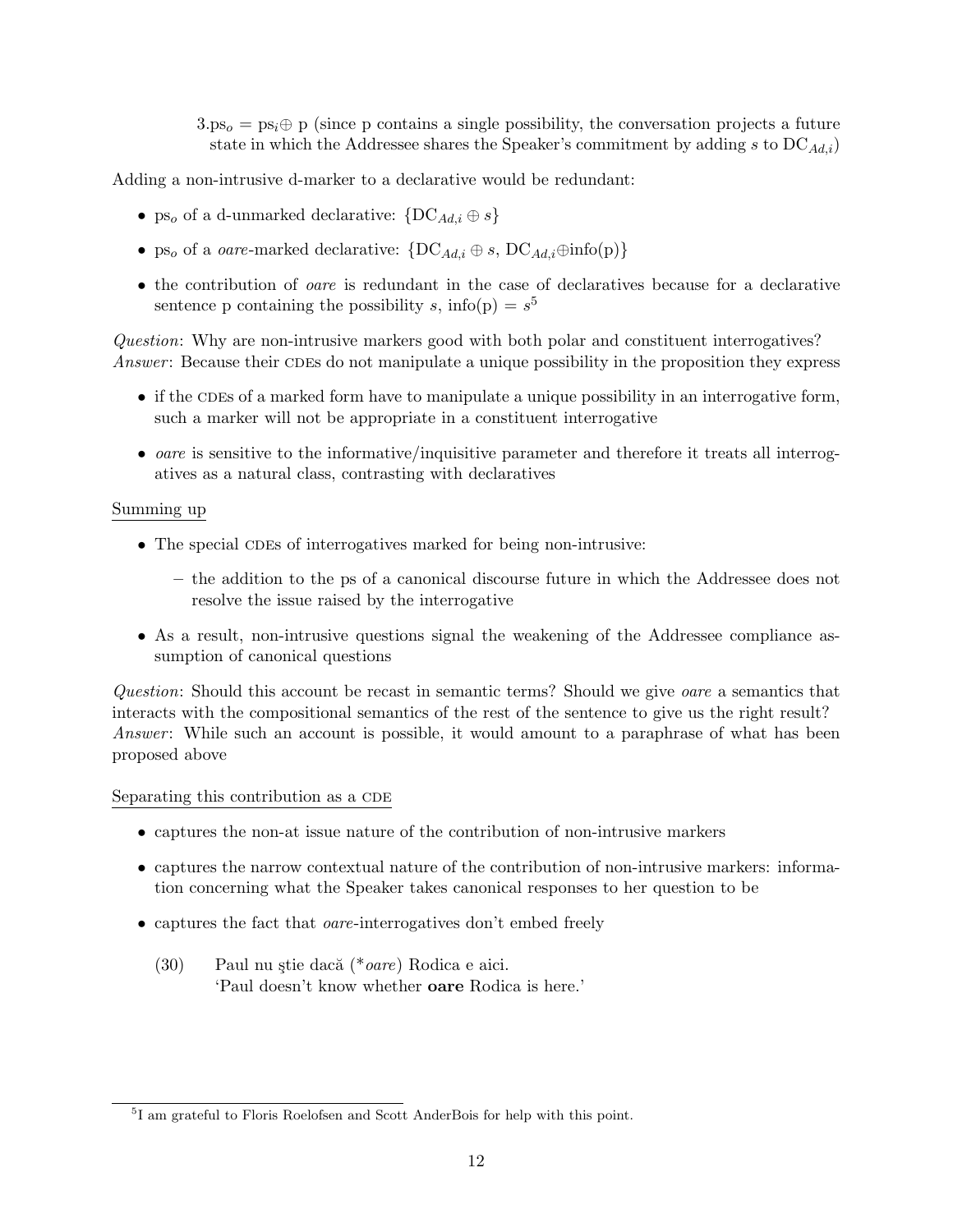3.$\text{ps}_o = \text{ps}_i \oplus$ p (since p contains a single possibility, the conversation projects a future state in which the Addressee shares the Speaker's commitment by adding $s$ to $\text{DC}_{Ad,i}$)

Adding a non-intrusive d-marker to a declarative would be redundant:

- $\text{ps}_o$ of a d-unmarked declarative: $\{\text{DC}_{Ad,i} \oplus s\}$
- $\text{ps}_o$ of a *oare*-marked declarative: $\{\text{DC}_{Ad,i} \oplus s, \text{DC}_{Ad,i} \oplus \text{info(p)}\}$
- the contribution of *oare* is redundant in the case of declaratives because for a declarative sentence p containing the possibility $s$, info(p) = $s$[5]

*Question*: Why are non-intrusive markers good with both polar and constituent interrogatives?
*Answer*: Because their CDEs do not manipulate a unique possibility in the proposition they express

- if the CDEs of a marked form have to manipulate a unique possibility in an interrogative form, such a marker will not be appropriate in a constituent interrogative
- *oare* is sensitive to the informative/inquisitive parameter and therefore it treats all interrogatives as a natural class, contrasting with declaratives

Summing up

- The special CDEs of interrogatives marked for being non-intrusive:
  - the addition to the ps of a canonical discourse future in which the Addressee does not resolve the issue raised by the interrogative
- As a result, non-intrusive questions signal the weakening of the Addressee compliance assumption of canonical questions

*Question*: Should this account be recast in semantic terms? Should we give *oare* a semantics that interacts with the compositional semantics of the rest of the sentence to give us the right result?
*Answer*: While such an account is possible, it would amount to a paraphrase of what has been proposed above

Separating this contribution as a CDE

- captures the non-at issue nature of the contribution of non-intrusive markers
- captures the narrow contextual nature of the contribution of non-intrusive markers: information concerning what the Speaker takes canonical responses to her question to be
- captures the fact that *oare*-interrogatives don't embed freely

(30) Paul nu ştie dacă (\**oare*) Rodica e aici.
'Paul doesn't know whether **oare** Rodica is here.'

[5] I am grateful to Floris Roelofsen and Scott AnderBois for help with this point.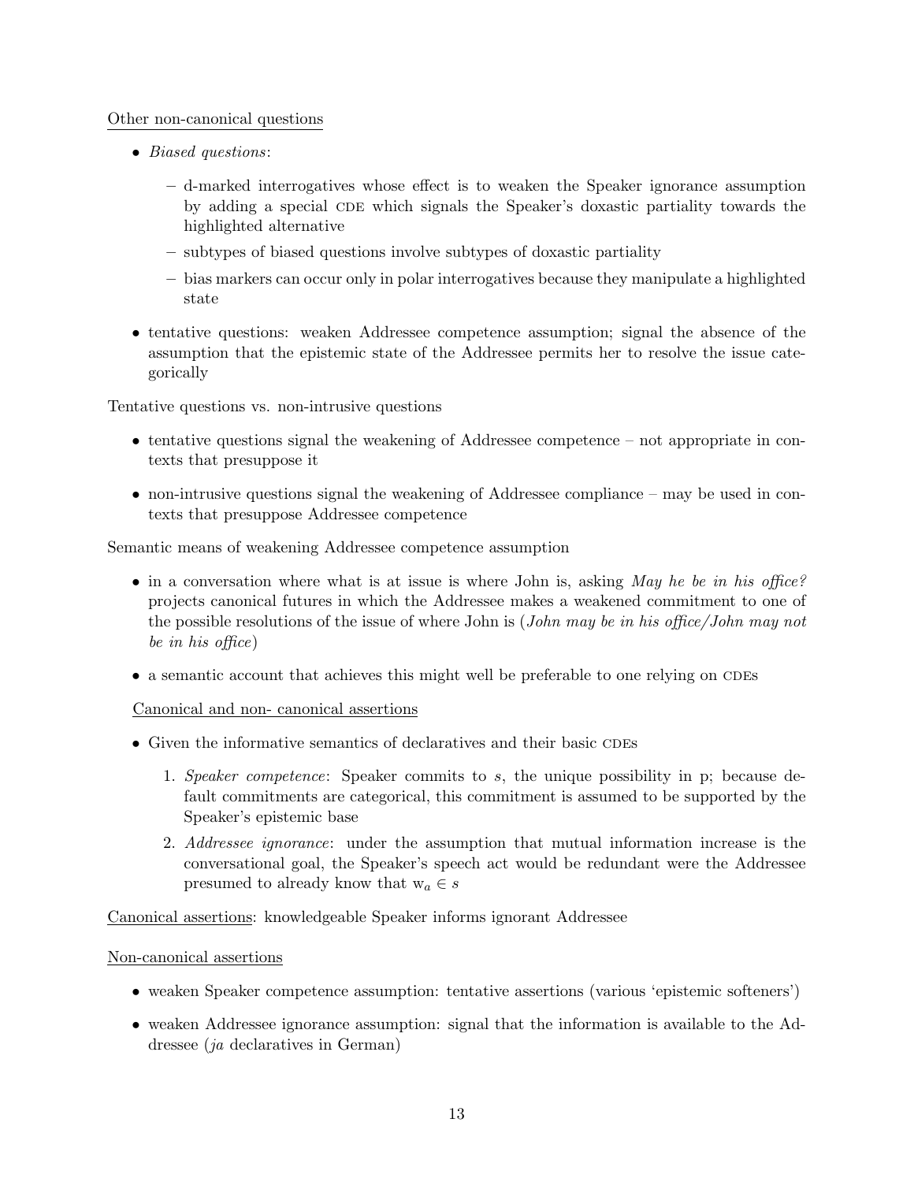<u>Other non-canonical questions</u>

- *Biased questions*:
  - d-marked interrogatives whose effect is to weaken the Speaker ignorance assumption by adding a special CDE which signals the Speaker's doxastic partiality towards the highlighted alternative
  - subtypes of biased questions involve subtypes of doxastic partiality
  - bias markers can occur only in polar interrogatives because they manipulate a highlighted state
- tentative questions: weaken Addressee competence assumption; signal the absence of the assumption that the epistemic state of the Addressee permits her to resolve the issue categorically

Tentative questions vs. non-intrusive questions

- tentative questions signal the weakening of Addressee competence – not appropriate in contexts that presuppose it
- non-intrusive questions signal the weakening of Addressee compliance – may be used in contexts that presuppose Addressee competence

Semantic means of weakening Addressee competence assumption

- in a conversation where what is at issue is where John is, asking *May he be in his office?* projects canonical futures in which the Addressee makes a weakened commitment to one of the possible resolutions of the issue of where John is (*John may be in his office/John may not be in his office*)
- a semantic account that achieves this might well be preferable to one relying on CDEs

<u>Canonical and non- canonical assertions</u>

- Given the informative semantics of declaratives and their basic CDEs
  1. *Speaker competence*: Speaker commits to $s$, the unique possibility in p; because default commitments are categorical, this commitment is assumed to be supported by the Speaker's epistemic base
  2. *Addressee ignorance*: under the assumption that mutual information increase is the conversational goal, the Speaker's speech act would be redundant were the Addressee presumed to already know that $w_a \in s$

<u>Canonical assertions</u>: knowledgeable Speaker informs ignorant Addressee

<u>Non-canonical assertions</u>

- weaken Speaker competence assumption: tentative assertions (various 'epistemic softeners')
- weaken Addressee ignorance assumption: signal that the information is available to the Addressee (*ja* declaratives in German)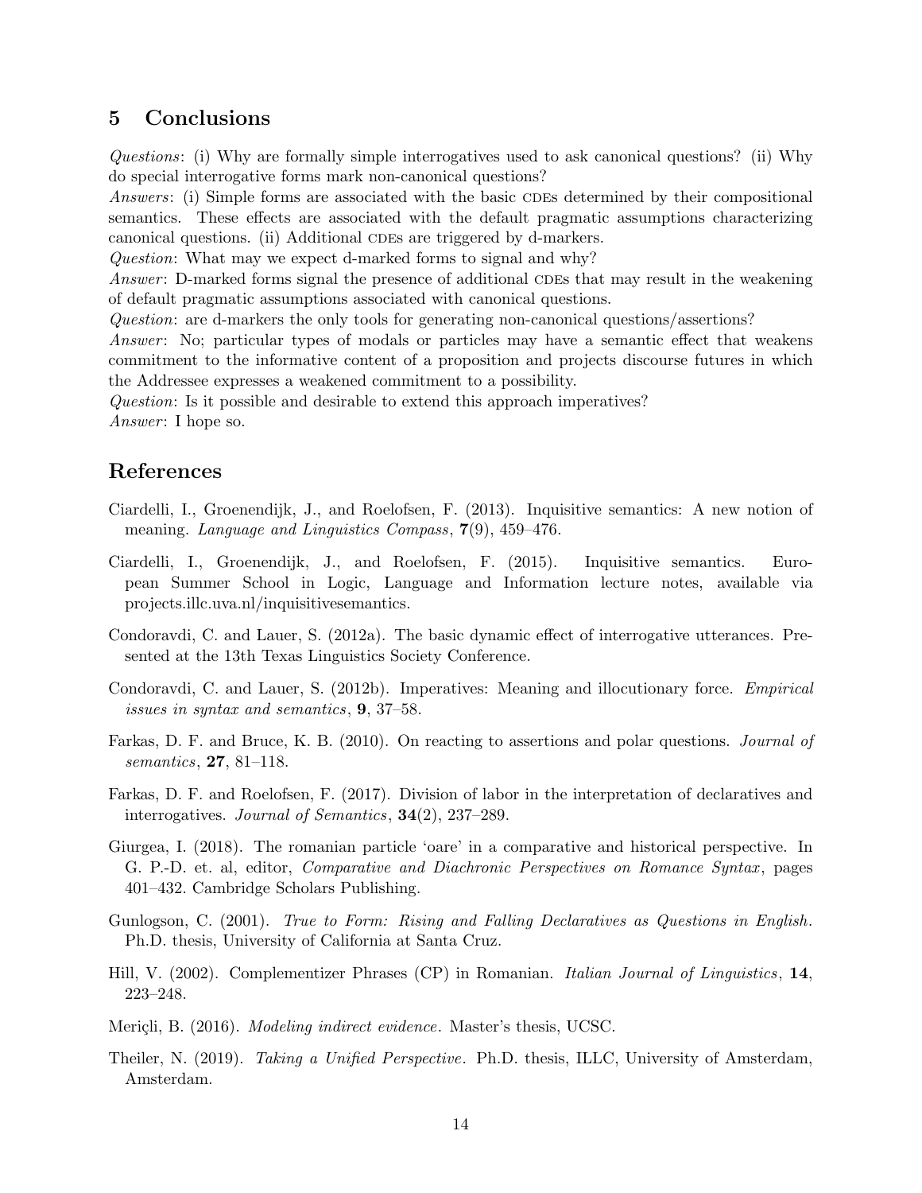## 5 Conclusions

*Questions*: (i) Why are formally simple interrogatives used to ask canonical questions? (ii) Why do special interrogative forms mark non-canonical questions?
*Answers*: (i) Simple forms are associated with the basic CDEs determined by their compositional semantics. These effects are associated with the default pragmatic assumptions characterizing canonical questions. (ii) Additional CDEs are triggered by d-markers.
*Question*: What may we expect d-marked forms to signal and why?
*Answer*: D-marked forms signal the presence of additional CDEs that may result in the weakening of default pragmatic assumptions associated with canonical questions.
*Question*: are d-markers the only tools for generating non-canonical questions/assertions?
*Answer*: No; particular types of modals or particles may have a semantic effect that weakens commitment to the informative content of a proposition and projects discourse futures in which the Addressee expresses a weakened commitment to a possibility.
*Question*: Is it possible and desirable to extend this approach imperatives?
*Answer*: I hope so.

## References

Ciardelli, I., Groenendijk, J., and Roelofsen, F. (2013). Inquisitive semantics: A new notion of meaning. *Language and Linguistics Compass*, **7**(9), 459–476.

Ciardelli, I., Groenendijk, J., and Roelofsen, F. (2015). Inquisitive semantics. European Summer School in Logic, Language and Information lecture notes, available via projects.illc.uva.nl/inquisitivesemantics.

Condoravdi, C. and Lauer, S. (2012a). The basic dynamic effect of interrogative utterances. Presented at the 13th Texas Linguistics Society Conference.

Condoravdi, C. and Lauer, S. (2012b). Imperatives: Meaning and illocutionary force. *Empirical issues in syntax and semantics*, **9**, 37–58.

Farkas, D. F. and Bruce, K. B. (2010). On reacting to assertions and polar questions. *Journal of semantics*, **27**, 81–118.

Farkas, D. F. and Roelofsen, F. (2017). Division of labor in the interpretation of declaratives and interrogatives. *Journal of Semantics*, **34**(2), 237–289.

Giurgea, I. (2018). The romanian particle 'oare' in a comparative and historical perspective. In G. P.-D. et. al, editor, *Comparative and Diachronic Perspectives on Romance Syntax*, pages 401–432. Cambridge Scholars Publishing.

Gunlogson, C. (2001). *True to Form: Rising and Falling Declaratives as Questions in English*. Ph.D. thesis, University of California at Santa Cruz.

Hill, V. (2002). Complementizer Phrases (CP) in Romanian. *Italian Journal of Linguistics*, **14**, 223–248.

Meriçli, B. (2016). *Modeling indirect evidence*. Master's thesis, UCSC.

Theiler, N. (2019). *Taking a Unified Perspective*. Ph.D. thesis, ILLC, University of Amsterdam, Amsterdam.